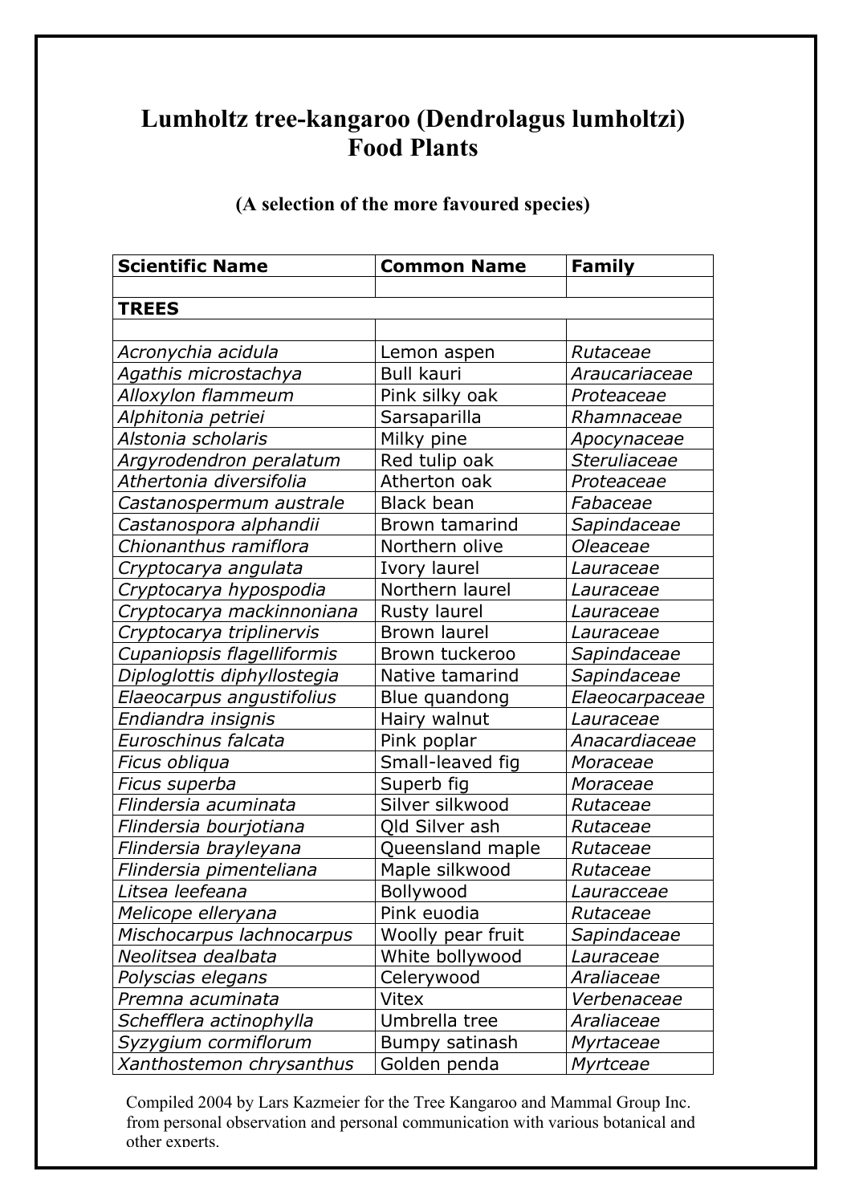# Lumholtz tree-kangaroo (Dendrolagus lumholtzi) Food Plants

### (A selection of the more favoured species)

| Scientific Name | Common Name | Family |
|---|---|---|
| | | |
| **TREES** | | |
| | | |
| *Acronychia acidula* | Lemon aspen | *Rutaceae* |
| *Agathis microstachya* | Bull kauri | *Araucariaceae* |
| *Alloxylon flammeum* | Pink silky oak | *Proteaceae* |
| *Alphitonia petriei* | Sarsaparilla | *Rhamnaceae* |
| *Alstonia scholaris* | Milky pine | *Apocynaceae* |
| *Argyrodendron peralatum* | Red tulip oak | *Steruliaceae* |
| *Athertonia diversifolia* | Atherton oak | *Proteaceae* |
| *Castanospermum australe* | Black bean | *Fabaceae* |
| *Castanospora alphandii* | Brown tamarind | *Sapindaceae* |
| *Chionanthus ramiflora* | Northern olive | *Oleaceae* |
| *Cryptocarya angulata* | Ivory laurel | *Lauraceae* |
| *Cryptocarya hypospodia* | Northern laurel | *Lauraceae* |
| *Cryptocarya mackinnoniana* | Rusty laurel | *Lauraceae* |
| *Cryptocarya triplinervis* | Brown laurel | *Lauraceae* |
| *Cupaniopsis flagelliformis* | Brown tuckeroo | *Sapindaceae* |
| *Diploglottis diphyllostegia* | Native tamarind | *Sapindaceae* |
| *Elaeocarpus angustifolius* | Blue quandong | *Elaeocarpaceae* |
| *Endiandra insignis* | Hairy walnut | *Lauraceae* |
| *Euroschinus falcata* | Pink poplar | *Anacardiaceae* |
| *Ficus obliqua* | Small-leaved fig | *Moraceae* |
| *Ficus superba* | Superb fig | *Moraceae* |
| *Flindersia acuminata* | Silver silkwood | *Rutaceae* |
| *Flindersia bourjotiana* | Qld Silver ash | *Rutaceae* |
| *Flindersia brayleyana* | Queensland maple | *Rutaceae* |
| *Flindersia pimenteliana* | Maple silkwood | *Rutaceae* |
| *Litsea leefeana* | Bollywood | *Lauracceae* |
| *Melicope elleryana* | Pink euodia | *Rutaceae* |
| *Mischocarpus lachnocarpus* | Woolly pear fruit | *Sapindaceae* |
| *Neolitsea dealbata* | White bollywood | *Lauraceae* |
| *Polyscias elegans* | Celerywood | *Araliaceae* |
| *Premna acuminata* | Vitex | *Verbenaceae* |
| *Schefflera actinophylla* | Umbrella tree | *Araliaceae* |
| *Syzygium cormiflorum* | Bumpy satinash | *Myrtaceae* |
| *Xanthostemon chrysanthus* | Golden penda | *Myrtceae* |

Compiled 2004 by Lars Kazmeier for the Tree Kangaroo and Mammal Group Inc. from personal observation and personal communication with various botanical and other experts.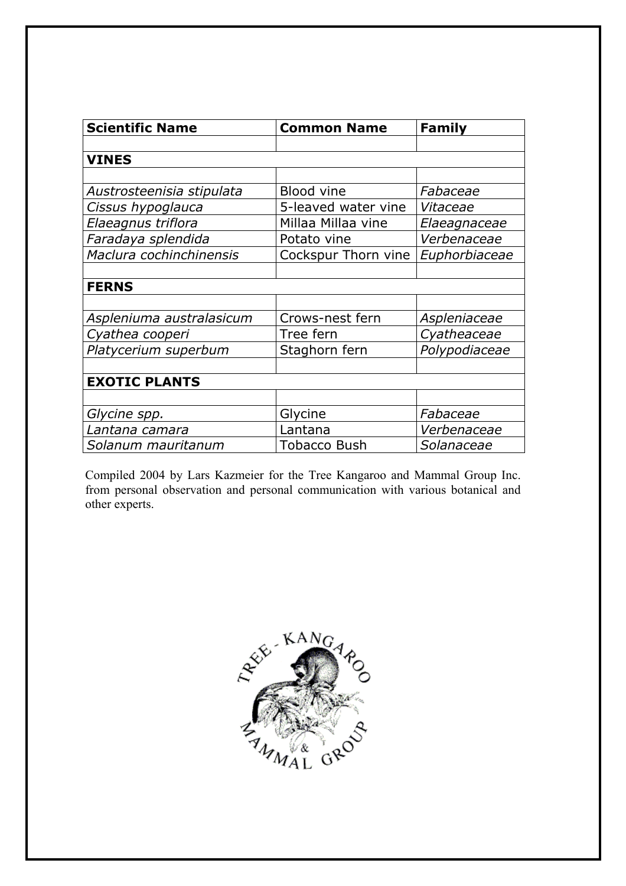| Scientific Name | Common Name | Family |
|---|---|---|
| | | |
| **VINES** | | |
| | | |
| *Austrosteenisia stipulata* | Blood vine | *Fabaceae* |
| *Cissus hypoglauca* | 5-leaved water vine | *Vitaceae* |
| *Elaeagnus triflora* | Millaa Millaa vine | *Elaeagnaceae* |
| *Faradaya splendida* | Potato vine | *Verbenaceae* |
| *Maclura cochinchinensis* | Cockspur Thorn vine | *Euphorbiaceae* |
| | | |
| **FERNS** | | |
| | | |
| *Aspleniuma australasicum* | Crows-nest fern | *Aspleniaceae* |
| *Cyathea cooperi* | Tree fern | *Cyatheaceae* |
| *Platycerium superbum* | Staghorn fern | *Polypodiaceae* |
| | | |
| **EXOTIC PLANTS** | | |
| | | |
| *Glycine spp.* | Glycine | *Fabaceae* |
| *Lantana camara* | Lantana | *Verbenaceae* |
| *Solanum mauritanum* | Tobacco Bush | *Solanaceae* |

Compiled 2004 by Lars Kazmeier for the Tree Kangaroo and Mammal Group Inc. from personal observation and personal communication with various botanical and other experts.